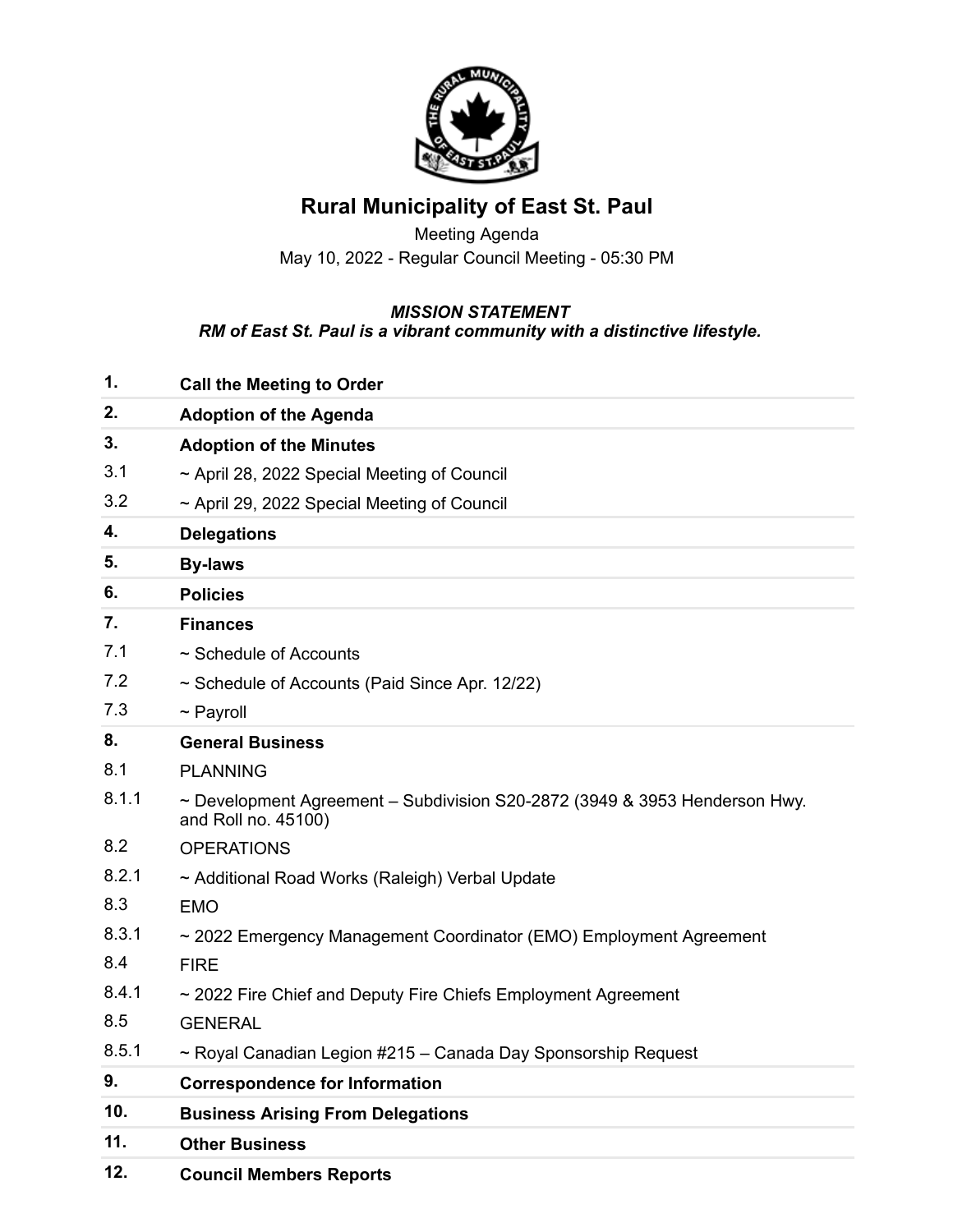# Rural Municipality of East St. Paul

Meeting Agenda

May 10, 2022 - Regular Council Meeting - 05:30 PM

***MISSION STATEMENT***
***RM of East St. Paul is a vibrant community with a distinctive lifestyle.***

| | |
|---|---|
| **1.** | **Call the Meeting to Order** |
| **2.** | **Adoption of the Agenda** |
| **3.** | **Adoption of the Minutes** |
| 3.1 | ~ April 28, 2022 Special Meeting of Council |
| 3.2 | ~ April 29, 2022 Special Meeting of Council |
| **4.** | **Delegations** |
| **5.** | **By-laws** |
| **6.** | **Policies** |
| **7.** | **Finances** |
| 7.1 | ~ Schedule of Accounts |
| 7.2 | ~ Schedule of Accounts (Paid Since Apr. 12/22) |
| 7.3 | ~ Payroll |
| **8.** | **General Business** |
| 8.1 | PLANNING |
| 8.1.1 | ~ Development Agreement – Subdivision S20-2872 (3949 & 3953 Henderson Hwy. and Roll no. 45100) |
| 8.2 | OPERATIONS |
| 8.2.1 | ~ Additional Road Works (Raleigh) Verbal Update |
| 8.3 | EMO |
| 8.3.1 | ~ 2022 Emergency Management Coordinator (EMO) Employment Agreement |
| 8.4 | FIRE |
| 8.4.1 | ~ 2022 Fire Chief and Deputy Fire Chiefs Employment Agreement |
| 8.5 | GENERAL |
| 8.5.1 | ~ Royal Canadian Legion #215 – Canada Day Sponsorship Request |
| **9.** | **Correspondence for Information** |
| **10.** | **Business Arising From Delegations** |
| **11.** | **Other Business** |
| **12.** | **Council Members Reports** |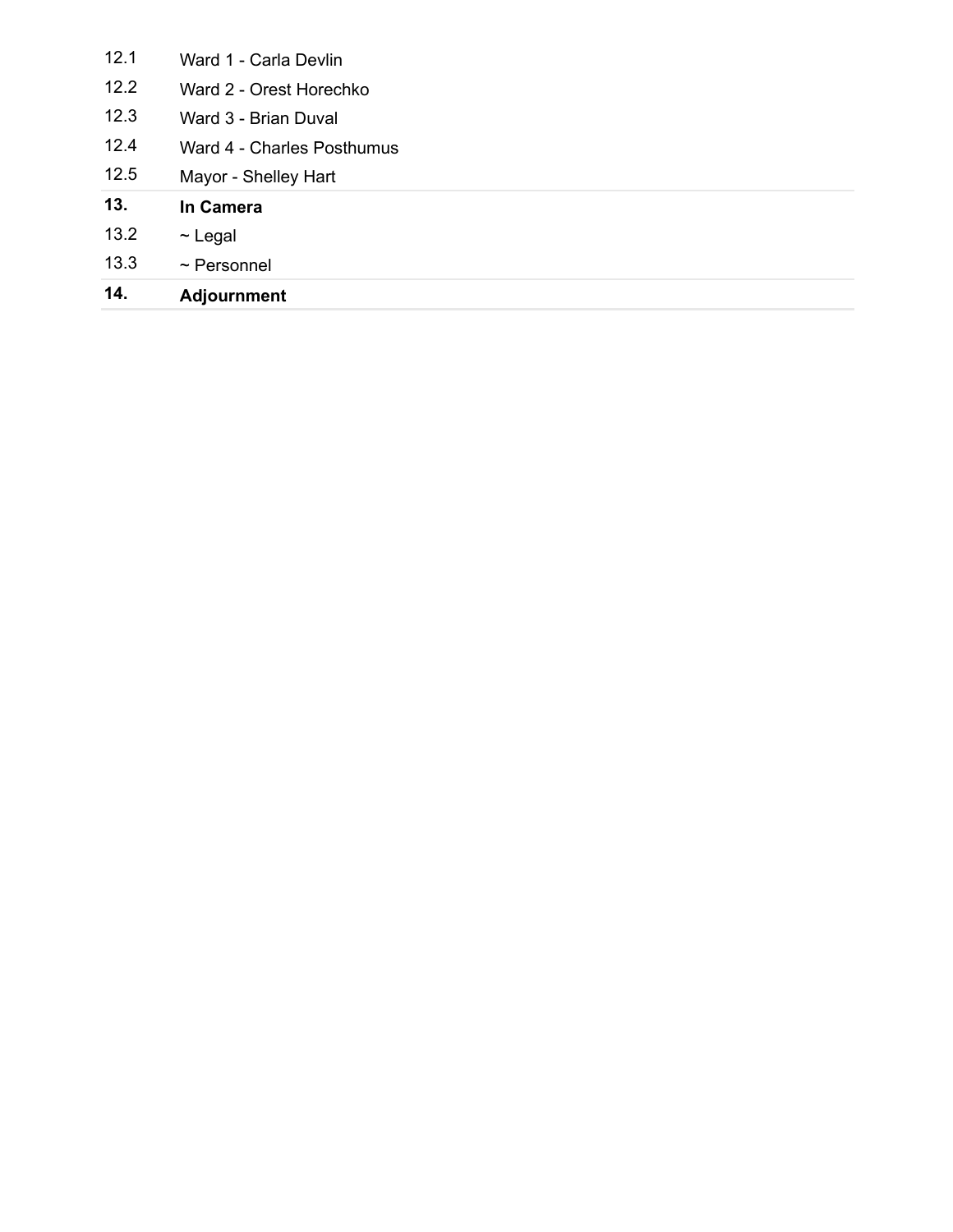| | |
|---|---|
| 12.1 | Ward 1 - Carla Devlin |
| 12.2 | Ward 2 - Orest Horechko |
| 12.3 | Ward 3 - Brian Duval |
| 12.4 | Ward 4 - Charles Posthumus |
| 12.5 | Mayor - Shelley Hart |
| **13.** | **In Camera** |
| 13.2 | ~ Legal |
| 13.3 | ~ Personnel |
| **14.** | **Adjournment** |